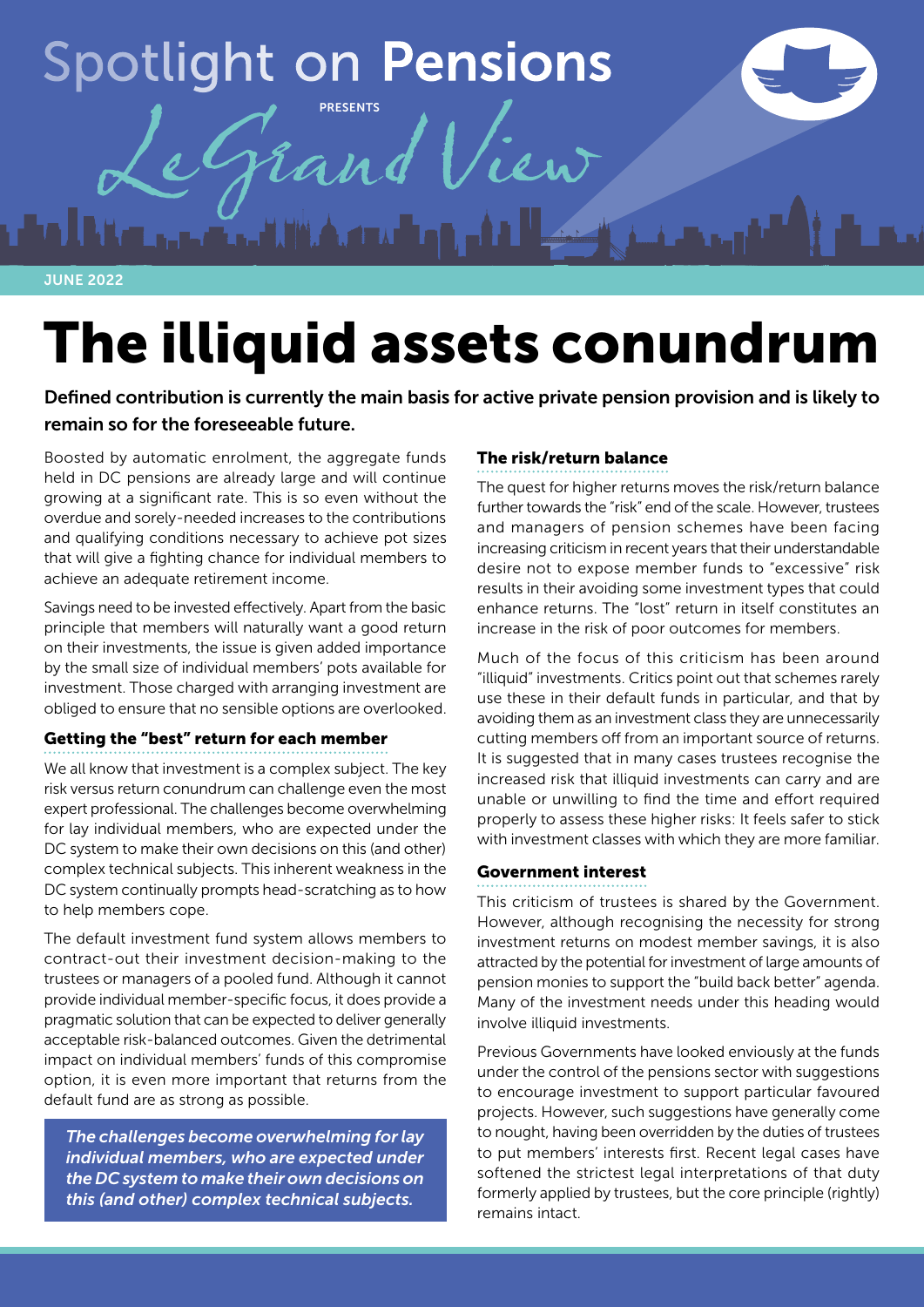Spotlight on **Pensions**

PRESENTS

*Le Grand View*

JUNE 2022

# The illiquid assets conundrum

**Defined contribution is currently the main basis for active private pension provision and is likely to remain so for the foreseeable future.**

Boosted by automatic enrolment, the aggregate funds held in DC pensions are already large and will continue growing at a significant rate. This is so even without the overdue and sorely-needed increases to the contributions and qualifying conditions necessary to achieve pot sizes that will give a fighting chance for individual members to achieve an adequate retirement income.

Savings need to be invested effectively. Apart from the basic principle that members will naturally want a good return on their investments, the issue is given added importance by the small size of individual members' pots available for investment. Those charged with arranging investment are obliged to ensure that no sensible options are overlooked.

### Getting the "best" return for each member

We all know that investment is a complex subject. The key risk versus return conundrum can challenge even the most expert professional. The challenges become overwhelming for lay individual members, who are expected under the DC system to make their own decisions on this (and other) complex technical subjects. This inherent weakness in the DC system continually prompts head-scratching as to how to help members cope.

The default investment fund system allows members to contract-out their investment decision-making to the trustees or managers of a pooled fund. Although it cannot provide individual member-specific focus, it does provide a pragmatic solution that can be expected to deliver generally acceptable risk-balanced outcomes. Given the detrimental impact on individual members' funds of this compromise option, it is even more important that returns from the default fund are as strong as possible.

> ***The challenges become overwhelming for lay individual members, who are expected under the DC system to make their own decisions on this (and other) complex technical subjects.***

### The risk/return balance

The quest for higher returns moves the risk/return balance further towards the "risk" end of the scale. However, trustees and managers of pension schemes have been facing increasing criticism in recent years that their understandable desire not to expose member funds to "excessive" risk results in their avoiding some investment types that could enhance returns. The "lost" return in itself constitutes an increase in the risk of poor outcomes for members.

Much of the focus of this criticism has been around "illiquid" investments. Critics point out that schemes rarely use these in their default funds in particular, and that by avoiding them as an investment class they are unnecessarily cutting members off from an important source of returns. It is suggested that in many cases trustees recognise the increased risk that illiquid investments can carry and are unable or unwilling to find the time and effort required properly to assess these higher risks: It feels safer to stick with investment classes with which they are more familiar.

### Government interest

This criticism of trustees is shared by the Government. However, although recognising the necessity for strong investment returns on modest member savings, it is also attracted by the potential for investment of large amounts of pension monies to support the "build back better" agenda. Many of the investment needs under this heading would involve illiquid investments.

Previous Governments have looked enviously at the funds under the control of the pensions sector with suggestions to encourage investment to support particular favoured projects. However, such suggestions have generally come to nought, having been overridden by the duties of trustees to put members' interests first. Recent legal cases have softened the strictest legal interpretations of that duty formerly applied by trustees, but the core principle (rightly) remains intact.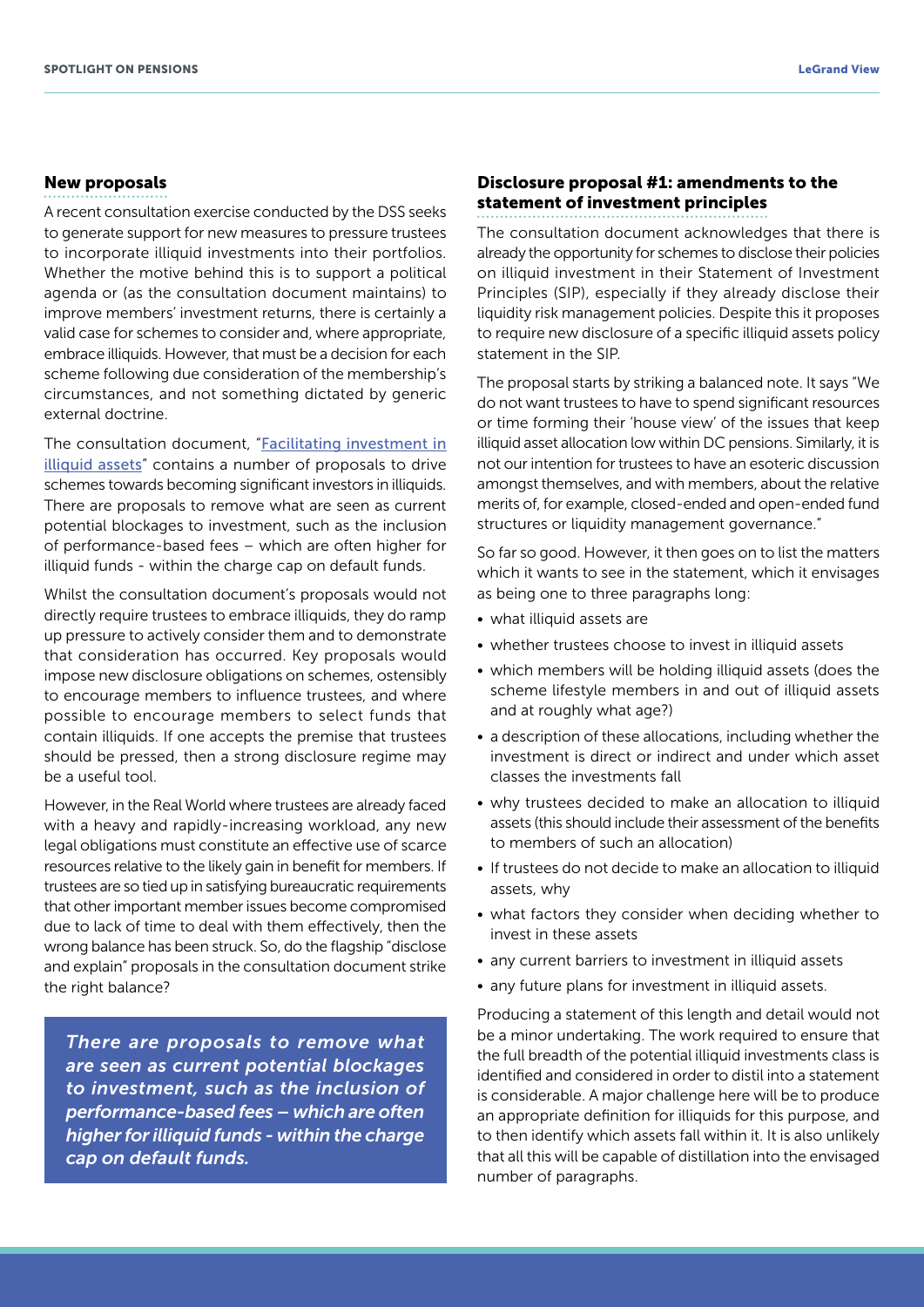## New proposals

A recent consultation exercise conducted by the DSS seeks to generate support for new measures to pressure trustees to incorporate illiquid investments into their portfolios. Whether the motive behind this is to support a political agenda or (as the consultation document maintains) to improve members' investment returns, there is certainly a valid case for schemes to consider and, where appropriate, embrace illiquids. However, that must be a decision for each scheme following due consideration of the membership's circumstances, and not something dictated by generic external doctrine.

The consultation document, "[Facilitating investment in illiquid assets]" contains a number of proposals to drive schemes towards becoming significant investors in illiquids. There are proposals to remove what are seen as current potential blockages to investment, such as the inclusion of performance-based fees – which are often higher for illiquid funds - within the charge cap on default funds.

Whilst the consultation document's proposals would not directly require trustees to embrace illiquids, they do ramp up pressure to actively consider them and to demonstrate that consideration has occurred. Key proposals would impose new disclosure obligations on schemes, ostensibly to encourage members to influence trustees, and where possible to encourage members to select funds that contain illiquids. If one accepts the premise that trustees should be pressed, then a strong disclosure regime may be a useful tool.

However, in the Real World where trustees are already faced with a heavy and rapidly-increasing workload, any new legal obligations must constitute an effective use of scarce resources relative to the likely gain in benefit for members. If trustees are so tied up in satisfying bureaucratic requirements that other important member issues become compromised due to lack of time to deal with them effectively, then the wrong balance has been struck. So, do the flagship "disclose and explain" proposals in the consultation document strike the right balance?

> *There are proposals to remove what are seen as current potential blockages to investment, such as the inclusion of performance-based fees – which are often higher for illiquid funds - within the charge cap on default funds.*

## Disclosure proposal #1: amendments to the statement of investment principles

The consultation document acknowledges that there is already the opportunity for schemes to disclose their policies on illiquid investment in their Statement of Investment Principles (SIP), especially if they already disclose their liquidity risk management policies. Despite this it proposes to require new disclosure of a specific illiquid assets policy statement in the SIP.

The proposal starts by striking a balanced note. It says "We do not want trustees to have to spend significant resources or time forming their 'house view' of the issues that keep illiquid asset allocation low within DC pensions. Similarly, it is not our intention for trustees to have an esoteric discussion amongst themselves, and with members, about the relative merits of, for example, closed-ended and open-ended fund structures or liquidity management governance."

So far so good. However, it then goes on to list the matters which it wants to see in the statement, which it envisages as being one to three paragraphs long:

- what illiquid assets are
- whether trustees choose to invest in illiquid assets
- which members will be holding illiquid assets (does the scheme lifestyle members in and out of illiquid assets and at roughly what age?)
- a description of these allocations, including whether the investment is direct or indirect and under which asset classes the investments fall
- why trustees decided to make an allocation to illiquid assets (this should include their assessment of the benefits to members of such an allocation)
- If trustees do not decide to make an allocation to illiquid assets, why
- what factors they consider when deciding whether to invest in these assets
- any current barriers to investment in illiquid assets
- any future plans for investment in illiquid assets.

Producing a statement of this length and detail would not be a minor undertaking. The work required to ensure that the full breadth of the potential illiquid investments class is identified and considered in order to distil into a statement is considerable. A major challenge here will be to produce an appropriate definition for illiquids for this purpose, and to then identify which assets fall within it. It is also unlikely that all this will be capable of distillation into the envisaged number of paragraphs.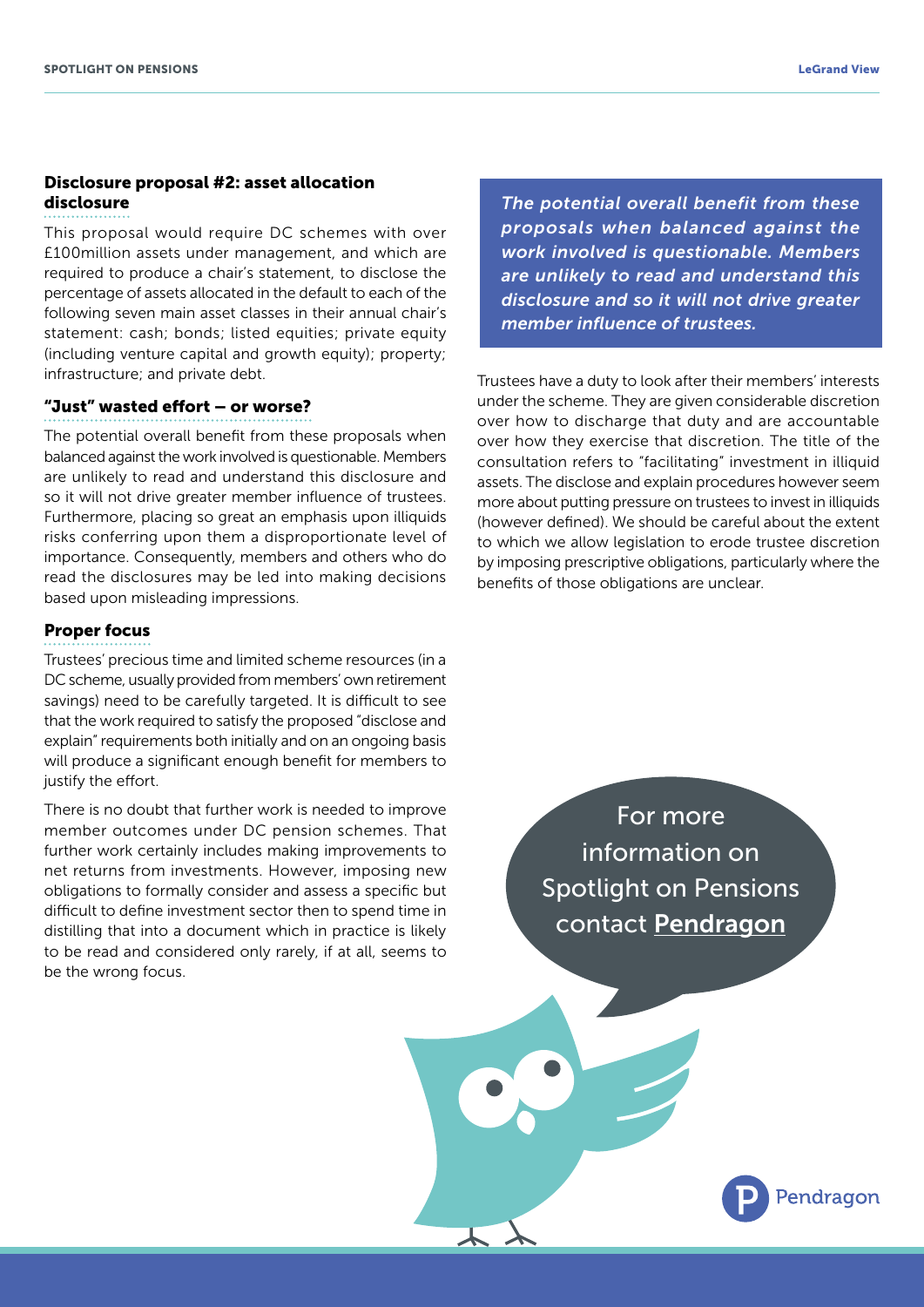### Disclosure proposal #2: asset allocation disclosure

This proposal would require DC schemes with over £100million assets under management, and which are required to produce a chair's statement, to disclose the percentage of assets allocated in the default to each of the following seven main asset classes in their annual chair's statement: cash; bonds; listed equities; private equity (including venture capital and growth equity); property; infrastructure; and private debt.

### "Just" wasted effort – or worse?

The potential overall benefit from these proposals when balanced against the work involved is questionable. Members are unlikely to read and understand this disclosure and so it will not drive greater member influence of trustees. Furthermore, placing so great an emphasis upon illiquids risks conferring upon them a disproportionate level of importance. Consequently, members and others who do read the disclosures may be led into making decisions based upon misleading impressions.

### Proper focus

Trustees' precious time and limited scheme resources (in a DC scheme, usually provided from members' own retirement savings) need to be carefully targeted. It is difficult to see that the work required to satisfy the proposed "disclose and explain" requirements both initially and on an ongoing basis will produce a significant enough benefit for members to justify the effort.

There is no doubt that further work is needed to improve member outcomes under DC pension schemes. That further work certainly includes making improvements to net returns from investments. However, imposing new obligations to formally consider and assess a specific but difficult to define investment sector then to spend time in distilling that into a document which in practice is likely to be read and considered only rarely, if at all, seems to be the wrong focus.

> ***The potential overall benefit from these proposals when balanced against the work involved is questionable. Members are unlikely to read and understand this disclosure and so it will not drive greater member influence of trustees.***

Trustees have a duty to look after their members' interests under the scheme. They are given considerable discretion over how to discharge that duty and are accountable over how they exercise that discretion. The title of the consultation refers to "facilitating" investment in illiquid assets. The disclose and explain procedures however seem more about putting pressure on trustees to invest in illiquids (however defined). We should be careful about the extent to which we allow legislation to erode trustee discretion by imposing prescriptive obligations, particularly where the benefits of those obligations are unclear.

For more information on Spotlight on Pensions contact **Pendragon**

Pendragon